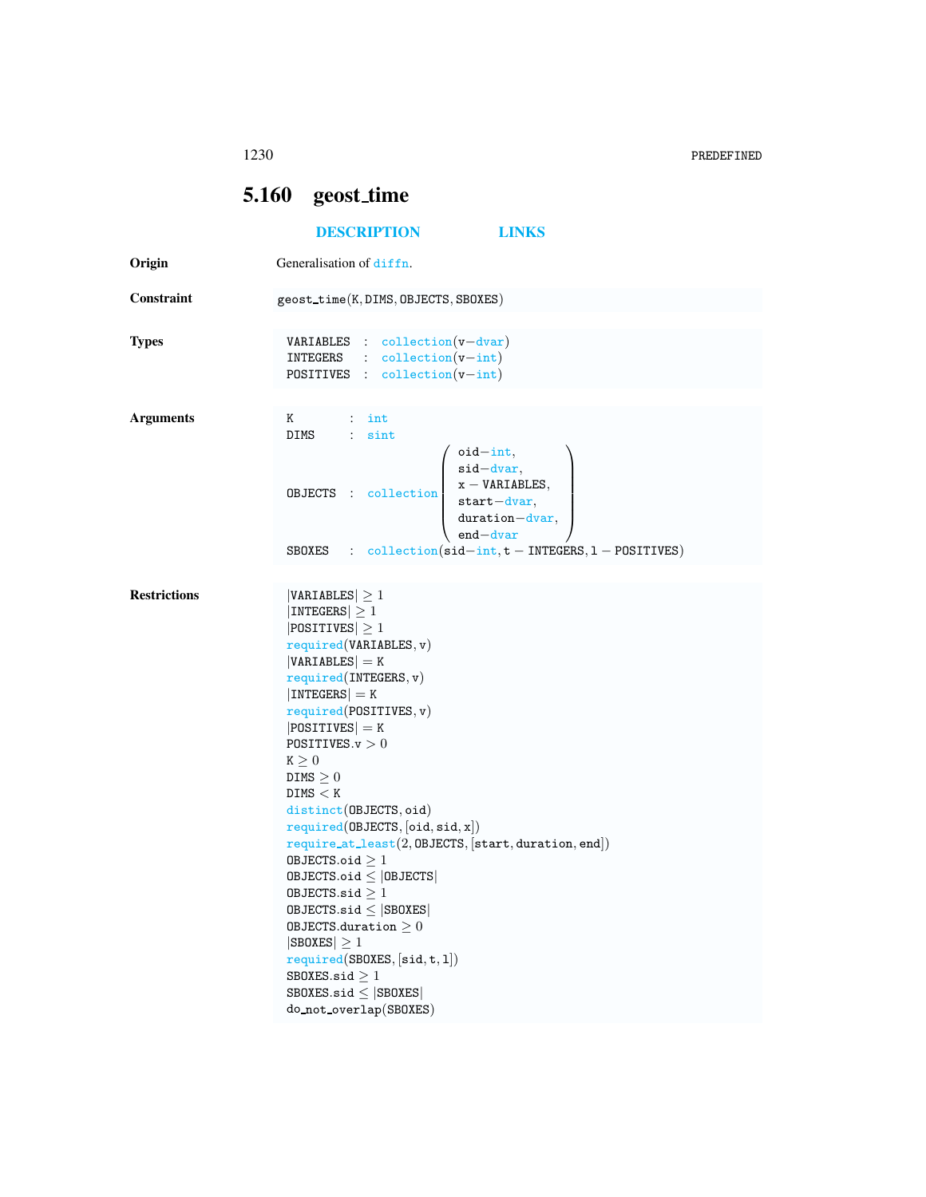## 5.160 geost_time

**DESCRIPTION** **LINKS**

**Origin** Generalisation of diffn.

**Constraint** geost_time(K, DIMS, OBJECTS, SBOXES)

**Types**

```
VARIABLES  : collection(v-dvar)
INTEGERS   : collection(v-int)
POSITIVES  : collection(v-int)
```

**Arguments**

```
K        : int
DIMS     : sint
OBJECTS  : collection(oid-int,
                      sid-dvar,
                      x-VARIABLES,
                      start-dvar,
                      duration-dvar,
                      end-dvar)
SBOXES   : collection(sid-int, t-INTEGERS, l-POSITIVES)
```

**Restrictions**

```
|VARIABLES| ≥ 1
|INTEGERS| ≥ 1
|POSITIVES| ≥ 1
required(VARIABLES, v)
|VARIABLES| = K
required(INTEGERS, v)
|INTEGERS| = K
required(POSITIVES, v)
|POSITIVES| = K
POSITIVES.v > 0
K ≥ 0
DIMS ≥ 0
DIMS < K
distinct(OBJECTS, oid)
required(OBJECTS, [oid, sid, x])
require_at_least(2, OBJECTS, [start, duration, end])
OBJECTS.oid ≥ 1
OBJECTS.oid ≤ |OBJECTS|
OBJECTS.sid ≥ 1
OBJECTS.sid ≤ |SBOXES|
OBJECTS.duration ≥ 0
|SBOXES| ≥ 1
required(SBOXES, [sid, t, l])
SBOXES.sid ≥ 1
SBOXES.sid ≤ |SBOXES|
do_not_overlap(SBOXES)
```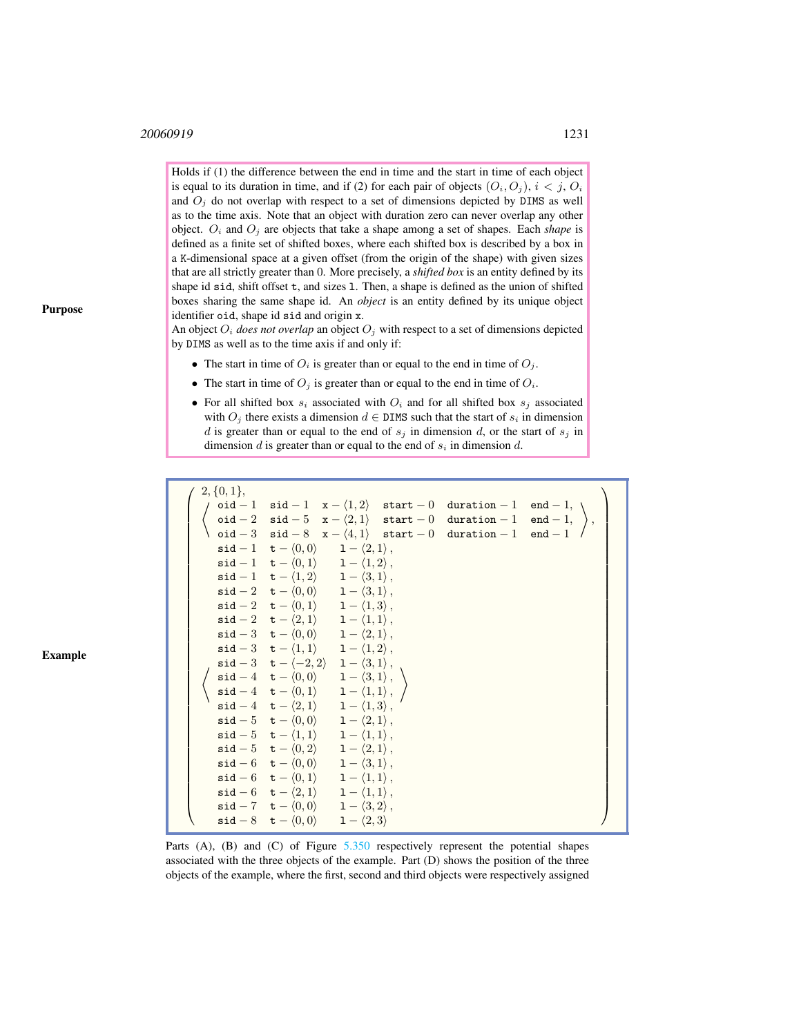**Purpose**

Holds if (1) the difference between the end in time and the start in time of each object is equal to its duration in time, and if (2) for each pair of objects $(O_i, O_j)$, $i < j$, $O_i$ and $O_j$ do not overlap with respect to a set of dimensions depicted by DIMS as well as to the time axis. Note that an object with duration zero can never overlap any other object. $O_i$ and $O_j$ are objects that take a shape among a set of shapes. Each *shape* is defined as a finite set of shifted boxes, where each shifted box is described by a box in a K-dimensional space at a given offset (from the origin of the shape) with given sizes that are all strictly greater than 0. More precisely, a *shifted box* is an entity defined by its shape id sid, shift offset t, and sizes l. Then, a shape is defined as the union of shifted boxes sharing the same shape id. An *object* is an entity defined by its unique object identifier oid, shape id sid and origin x.

An object $O_i$ *does not overlap* an object $O_j$ with respect to a set of dimensions depicted by DIMS as well as to the time axis if and only if:

- The start in time of $O_i$ is greater than or equal to the end in time of $O_j$.
- The start in time of $O_j$ is greater than or equal to the end in time of $O_i$.
- For all shifted box $s_i$ associated with $O_i$ and for all shifted box $s_j$ associated with $O_j$ there exists a dimension $d \in$ DIMS such that the start of $s_i$ in dimension $d$ is greater than or equal to the end of $s_j$ in dimension $d$, or the start of $s_j$ in dimension $d$ is greater than or equal to the end of $s_i$ in dimension $d$.

**Example**

$$
\left(\begin{array}{l}
2, \{0,1\}, \\
\left\langle\begin{array}{llllll}
\texttt{oid}-1 & \texttt{sid}-1 & \texttt{x}-\langle 1,2\rangle & \texttt{start}-0 & \texttt{duration}-1 & \texttt{end}-1, \\
\texttt{oid}-2 & \texttt{sid}-5 & \texttt{x}-\langle 2,1\rangle & \texttt{start}-0 & \texttt{duration}-1 & \texttt{end}-1, \\
\texttt{oid}-3 & \texttt{sid}-8 & \texttt{x}-\langle 4,1\rangle & \texttt{start}-0 & \texttt{duration}-1 & \texttt{end}-1
\end{array}\right\rangle, \\
\left\langle\begin{array}{lll}
\texttt{sid}-1 & \texttt{t}-\langle 0,0\rangle & \texttt{l}-\langle 2,1\rangle, \\
\texttt{sid}-1 & \texttt{t}-\langle 0,1\rangle & \texttt{l}-\langle 1,2\rangle, \\
\texttt{sid}-1 & \texttt{t}-\langle 1,2\rangle & \texttt{l}-\langle 3,1\rangle, \\
\texttt{sid}-2 & \texttt{t}-\langle 0,0\rangle & \texttt{l}-\langle 3,1\rangle, \\
\texttt{sid}-2 & \texttt{t}-\langle 0,1\rangle & \texttt{l}-\langle 1,3\rangle, \\
\texttt{sid}-2 & \texttt{t}-\langle 2,1\rangle & \texttt{l}-\langle 1,1\rangle, \\
\texttt{sid}-3 & \texttt{t}-\langle 0,0\rangle & \texttt{l}-\langle 2,1\rangle, \\
\texttt{sid}-3 & \texttt{t}-\langle 1,1\rangle & \texttt{l}-\langle 1,2\rangle, \\
\texttt{sid}-3 & \texttt{t}-\langle -2,2\rangle & \texttt{l}-\langle 3,1\rangle, \\
\texttt{sid}-4 & \texttt{t}-\langle 0,0\rangle & \texttt{l}-\langle 3,1\rangle, \\
\texttt{sid}-4 & \texttt{t}-\langle 0,1\rangle & \texttt{l}-\langle 1,1\rangle, \\
\texttt{sid}-4 & \texttt{t}-\langle 2,1\rangle & \texttt{l}-\langle 1,3\rangle, \\
\texttt{sid}-5 & \texttt{t}-\langle 0,0\rangle & \texttt{l}-\langle 2,1\rangle, \\
\texttt{sid}-5 & \texttt{t}-\langle 1,1\rangle & \texttt{l}-\langle 1,1\rangle, \\
\texttt{sid}-5 & \texttt{t}-\langle 0,2\rangle & \texttt{l}-\langle 2,1\rangle, \\
\texttt{sid}-6 & \texttt{t}-\langle 0,0\rangle & \texttt{l}-\langle 3,1\rangle, \\
\texttt{sid}-6 & \texttt{t}-\langle 0,1\rangle & \texttt{l}-\langle 1,1\rangle, \\
\texttt{sid}-6 & \texttt{t}-\langle 2,1\rangle & \texttt{l}-\langle 1,1\rangle, \\
\texttt{sid}-7 & \texttt{t}-\langle 0,0\rangle & \texttt{l}-\langle 3,2\rangle, \\
\texttt{sid}-8 & \texttt{t}-\langle 0,0\rangle & \texttt{l}-\langle 2,3\rangle
\end{array}\right\rangle
\end{array}\right)
$$

Parts (A), (B) and (C) of Figure 5.350 respectively represent the potential shapes associated with the three objects of the example. Part (D) shows the position of the three objects of the example, where the first, second and third objects were respectively assigned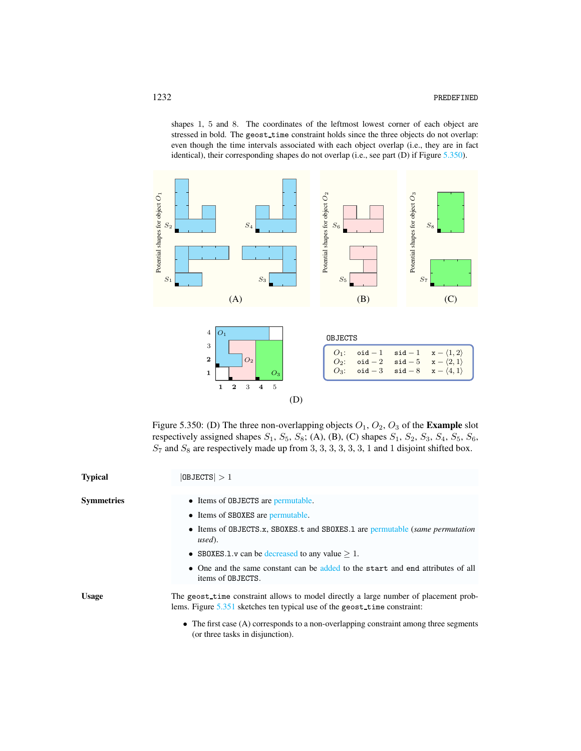shapes 1, 5 and 8. The coordinates of the leftmost lowest corner of each object are stressed in bold. The `geost_time` constraint holds since the three objects do not overlap: even though the time intervals associated with each object overlap (i.e., they are in fact identical), their corresponding shapes do not overlap (i.e., see part (D) if Figure 5.350).

OBJECTS

| | | | |
|---|---|---|---|
| $O_1$: | oid − 1 | sid − 1 | x − ⟨1, 2⟩ |
| $O_2$: | oid − 2 | sid − 5 | x − ⟨2, 1⟩ |
| $O_3$: | oid − 3 | sid − 8 | x − ⟨4, 1⟩ |

Figure 5.350: (D) The three non-overlapping objects $O_1$, $O_2$, $O_3$ of the **Example** slot respectively assigned shapes $S_1$, $S_5$, $S_8$; (A), (B), (C) shapes $S_1$, $S_2$, $S_3$, $S_4$, $S_5$, $S_6$, $S_7$ and $S_8$ are respectively made up from 3, 3, 3, 3, 3, 3, 1 and 1 disjoint shifted box.

**Typical**

|OBJECTS| > 1

**Symmetries**

- Items of OBJECTS are permutable.
- Items of SBOXES are permutable.
- Items of OBJECTS.x, SBOXES.t and SBOXES.l are permutable (*same permutation used*).
- SBOXES.l.v can be decreased to any value ≥ 1.
- One and the same constant can be added to the `start` and `end` attributes of all items of OBJECTS.

**Usage**

The `geost_time` constraint allows to model directly a large number of placement problems. Figure 5.351 sketches ten typical use of the `geost_time` constraint:

- The first case (A) corresponds to a non-overlapping constraint among three segments (or three tasks in disjunction).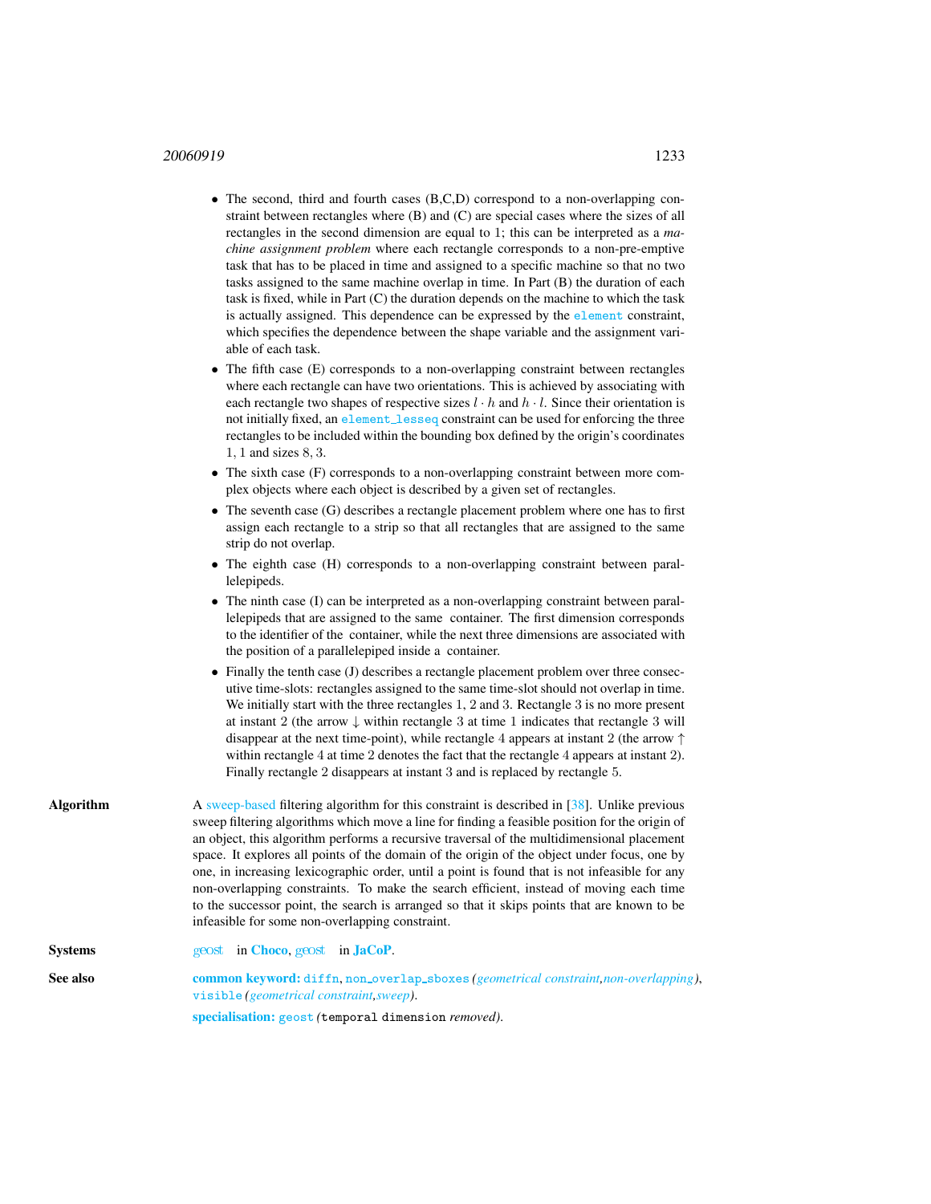- The second, third and fourth cases (B,C,D) correspond to a non-overlapping constraint between rectangles where (B) and (C) are special cases where the sizes of all rectangles in the second dimension are equal to 1; this can be interpreted as a *machine assignment problem* where each rectangle corresponds to a non-pre-emptive task that has to be placed in time and assigned to a specific machine so that no two tasks assigned to the same machine overlap in time. In Part (B) the duration of each task is fixed, while in Part (C) the duration depends on the machine to which the task is actually assigned. This dependence can be expressed by the `element` constraint, which specifies the dependence between the shape variable and the assignment variable of each task.
- The fifth case (E) corresponds to a non-overlapping constraint between rectangles where each rectangle can have two orientations. This is achieved by associating with each rectangle two shapes of respective sizes $l \cdot h$ and $h \cdot l$. Since their orientation is not initially fixed, an `element_lesseq` constraint can be used for enforcing the three rectangles to be included within the bounding box defined by the origin's coordinates $1, 1$ and sizes $8, 3$.
- The sixth case (F) corresponds to a non-overlapping constraint between more complex objects where each object is described by a given set of rectangles.
- The seventh case (G) describes a rectangle placement problem where one has to first assign each rectangle to a strip so that all rectangles that are assigned to the same strip do not overlap.
- The eighth case (H) corresponds to a non-overlapping constraint between parallelepipeds.
- The ninth case (I) can be interpreted as a non-overlapping constraint between parallelepipeds that are assigned to the same container. The first dimension corresponds to the identifier of the container, while the next three dimensions are associated with the position of a parallelepiped inside a container.
- Finally the tenth case (J) describes a rectangle placement problem over three consecutive time-slots: rectangles assigned to the same time-slot should not overlap in time. We initially start with the three rectangles 1, 2 and 3. Rectangle 3 is no more present at instant 2 (the arrow $\downarrow$ within rectangle 3 at time 1 indicates that rectangle 3 will disappear at the next time-point), while rectangle 4 appears at instant 2 (the arrow $\uparrow$ within rectangle 4 at time 2 denotes the fact that the rectangle 4 appears at instant 2). Finally rectangle 2 disappears at instant 3 and is replaced by rectangle 5.

**Algorithm**

A sweep-based filtering algorithm for this constraint is described in [38]. Unlike previous sweep filtering algorithms which move a line for finding a feasible position for the origin of an object, this algorithm performs a recursive traversal of the multidimensional placement space. It explores all points of the domain of the origin of the object under focus, one by one, in increasing lexicographic order, until a point is found that is not infeasible for any non-overlapping constraints. To make the search efficient, instead of moving each time to the successor point, the search is arranged so that it skips points that are known to be infeasible for some non-overlapping constraint.

**Systems**

geost in **Choco**, geost in **JaCoP**.

**See also**

**common keyword:** `diffn`, `non_overlap_sboxes` *(geometrical constraint, non-overlapping)*, `visible` *(geometrical constraint, sweep)*.

**specialisation:** `geost` *(*`temporal dimension` *removed)*.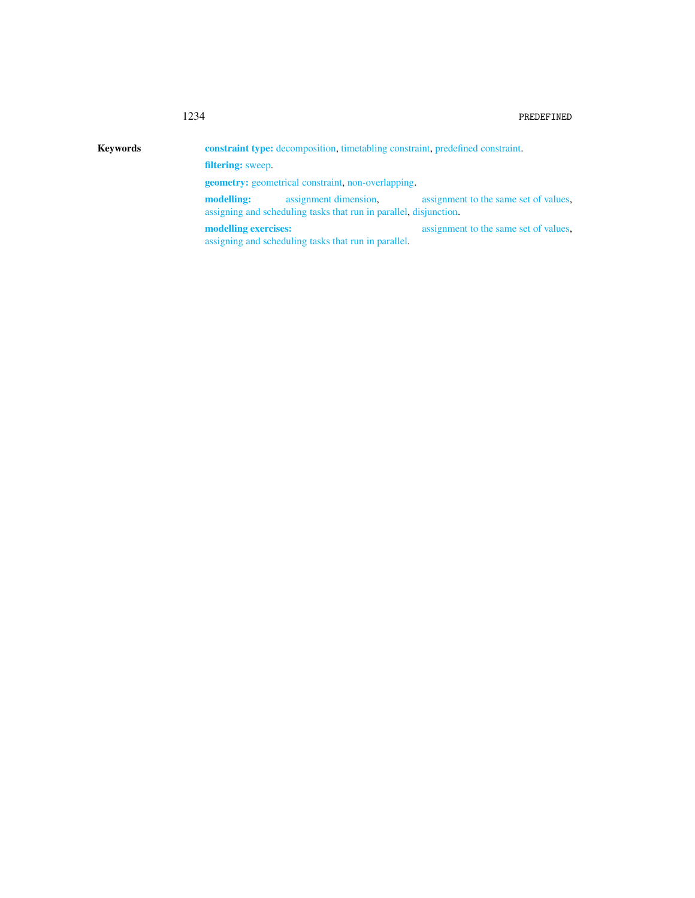**Keywords**

**constraint type:** decomposition, timetabling constraint, predefined constraint.

**filtering:** sweep.

**geometry:** geometrical constraint, non-overlapping.

**modelling:** assignment dimension, assignment to the same set of values, assigning and scheduling tasks that run in parallel, disjunction.

**modelling exercises:** assignment to the same set of values, assigning and scheduling tasks that run in parallel.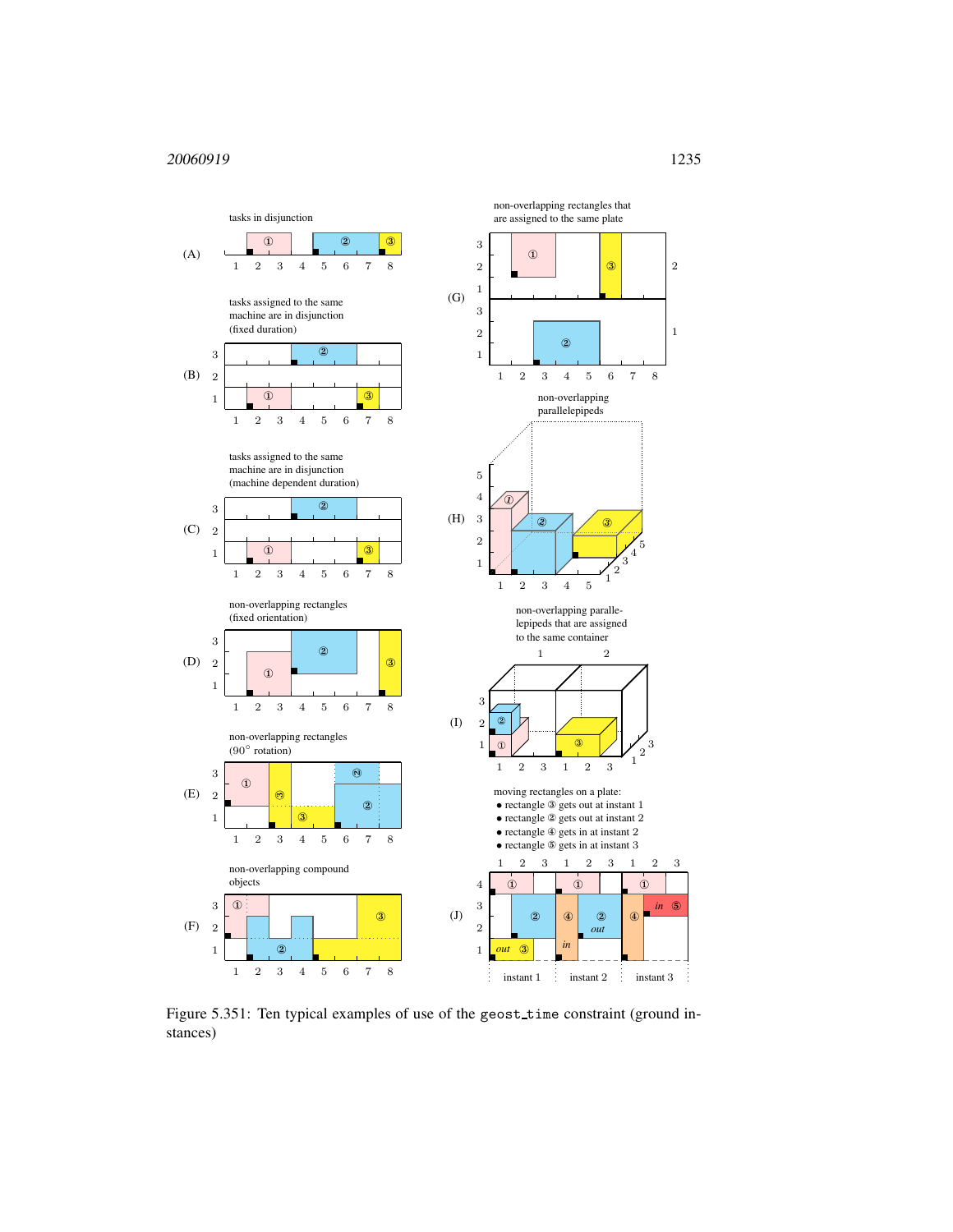tasks in disjunction

(A)

①
②
③

1 2 3 4 5 6 7 8

tasks assigned to the same machine are in disjunction (fixed duration)

(B)

3
2
1

②
①
③

1 2 3 4 5 6 7 8

tasks assigned to the same machine are in disjunction (machine dependent duration)

(C)

3
2
1

②
①
③

1 2 3 4 5 6 7 8

non-overlapping rectangles (fixed orientation)

(D)

3
2
1

①
②
③

1 2 3 4 5 6 7 8

non-overlapping rectangles ($90^\circ$ rotation)

(E)

3
2
1

①
③
②

1 2 3 4 5 6 7 8

non-overlapping compound objects

(F)

3
2
1

①
②
③

1 2 3 4 5 6 7 8

non-overlapping rectangles that are assigned to the same plate

(G)

3
2
1
3
2
1

①
③
②

2
1

1 2 3 4 5 6 7 8

non-overlapping parallelepipeds

(H)

5
4
3
2
1

①
②
③

1 2 3 4 5

1 2 3 4 5

non-overlapping parallelepipeds that are assigned to the same container

(I)

1 2

3
2
1

②
①
③

1 2 3 1 2 3

1 2 3

moving rectangles on a plate:

- rectangle ③ gets out at instant 1
- rectangle ② gets out at instant 2
- rectangle ④ gets in at instant 2
- rectangle ⑤ gets in at instant 3

(J)

1 2 3 1 2 3 1 2 3

4
3
2
1

① ② out ③
① ④ in ② out
① ④ in ⑤

instant 1 instant 2 instant 3

Figure 5.351: Ten typical examples of use of the geost_time constraint (ground instances)